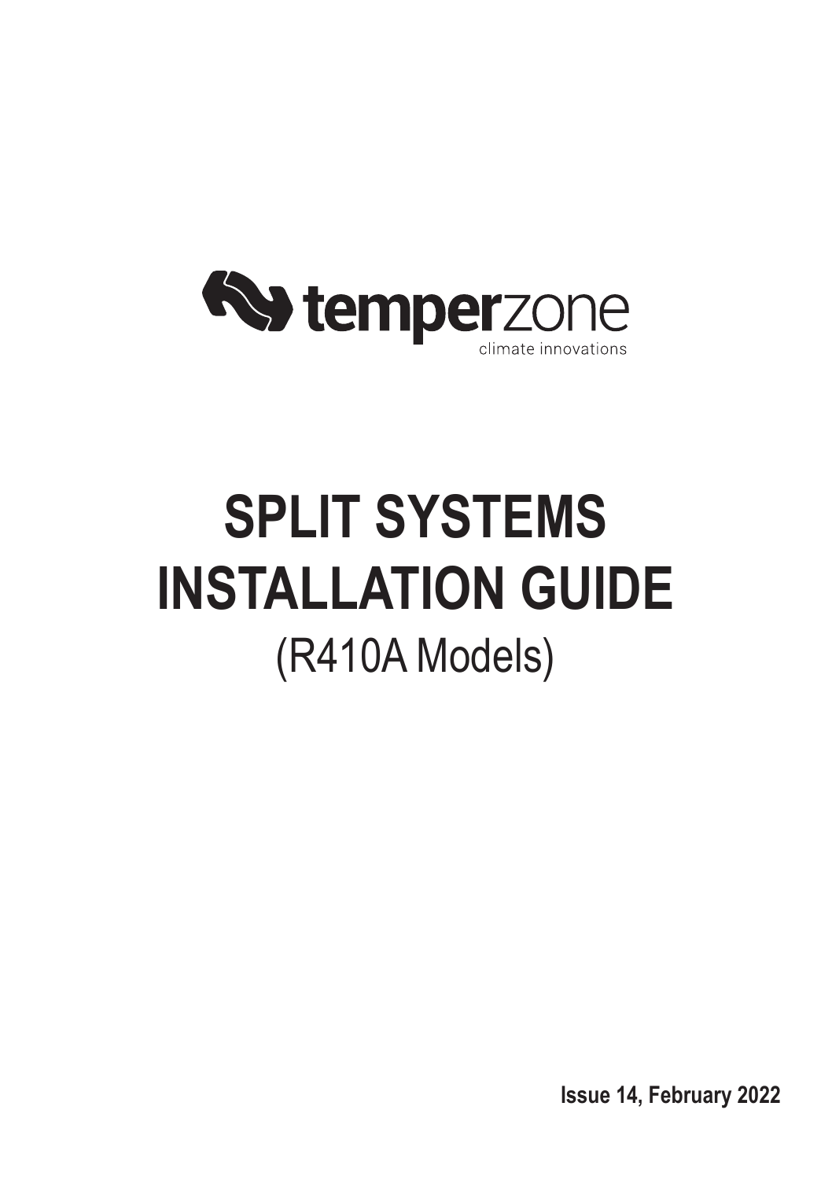temperzone

climate innovations

# SPLIT SYSTEMS INSTALLATION GUIDE

(R410A Models)

**Issue 14, February 2022**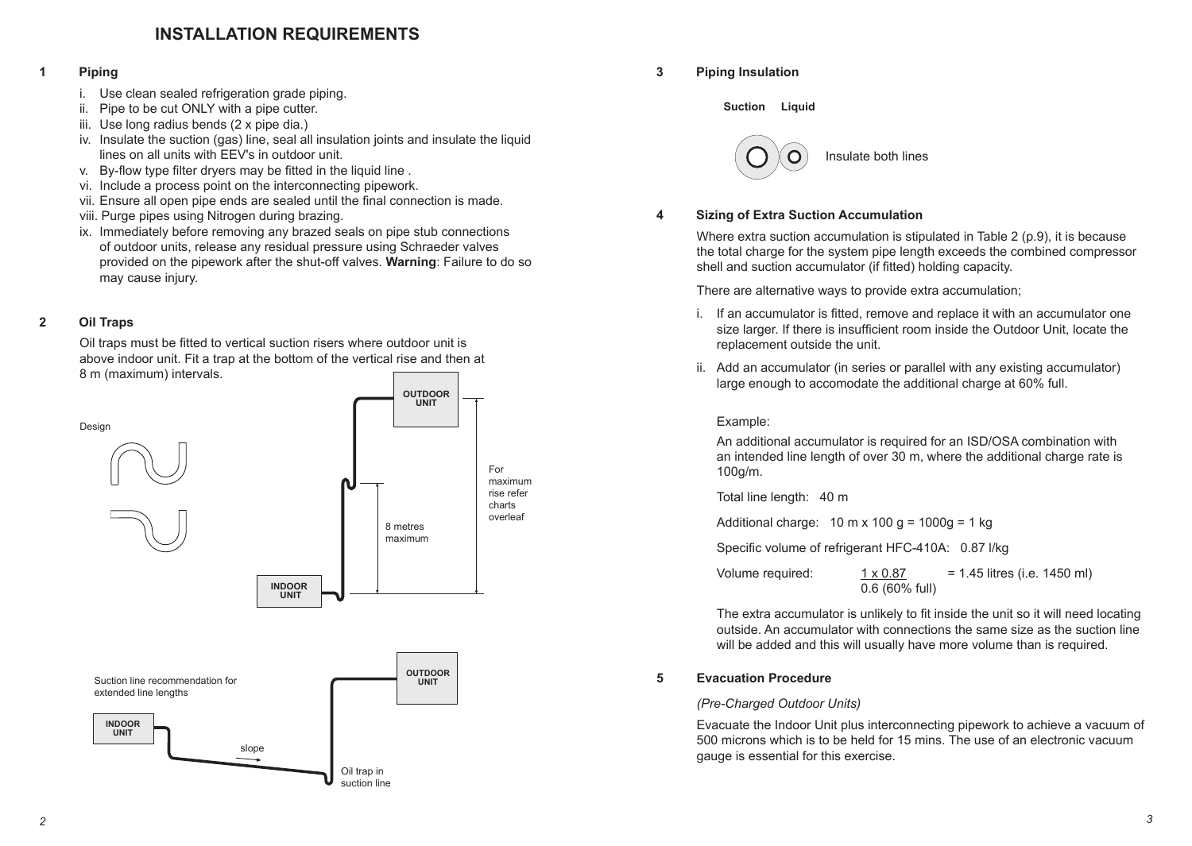# INSTALLATION REQUIREMENTS

## 1 Piping

i. Use clean sealed refrigeration grade piping.
ii. Pipe to be cut ONLY with a pipe cutter.
iii. Use long radius bends (2 x pipe dia.)
iv. Insulate the suction (gas) line, seal all insulation joints and insulate the liquid lines on all units with EEV's in outdoor unit.
v. By-flow type filter dryers may be fitted in the liquid line .
vi. Include a process point on the interconnecting pipework.
vii. Ensure all open pipe ends are sealed until the final connection is made.
viii. Purge pipes using Nitrogen during brazing.
ix. Immediately before removing any brazed seals on pipe stub connections of outdoor units, release any residual pressure using Schraeder valves provided on the pipework after the shut-off valves. **Warning**: Failure to do so may cause injury.

## 2 Oil Traps

Oil traps must be fitted to vertical suction risers where outdoor unit is above indoor unit. Fit a trap at the bottom of the vertical rise and then at 8 m (maximum) intervals.

Design

OUTDOOR UNIT

INDOOR UNIT

8 metres maximum

For maximum rise refer charts overleaf

Suction line recommendation for extended line lengths

INDOOR UNIT

OUTDOOR UNIT

slope

Oil trap in suction line

## 3 Piping Insulation

**Suction** **Liquid**

Insulate both lines

## 4 Sizing of Extra Suction Accumulation

Where extra suction accumulation is stipulated in Table 2 (p.9), it is because the total charge for the system pipe length exceeds the combined compressor shell and suction accumulator (if fitted) holding capacity.

There are alternative ways to provide extra accumulation;

i. If an accumulator is fitted, remove and replace it with an accumulator one size larger. If there is insufficient room inside the Outdoor Unit, locate the replacement outside the unit.
ii. Add an accumulator (in series or parallel with any existing accumulator) large enough to accomodate the additional charge at 60% full.

Example:

An additional accumulator is required for an ISD/OSA combination with an intended line length of over 30 m, where the additional charge rate is 100g/m.

Total line length: 40 m

Additional charge: 10 m x 100 g = 1000g = 1 kg

Specific volume of refrigerant HFC-410A: 0.87 l/kg

Volume required: $\frac{1 \times 0.87}{0.6 \text{ (60\% full)}}$ = 1.45 litres (i.e. 1450 ml)

The extra accumulator is unlikely to fit inside the unit so it will need locating outside. An accumulator with connections the same size as the suction line will be added and this will usually have more volume than is required.

## 5 Evacuation Procedure

*(Pre-Charged Outdoor Units)*

Evacuate the Indoor Unit plus interconnecting pipework to achieve a vacuum of 500 microns which is to be held for 15 mins. The use of an electronic vacuum gauge is essential for this exercise.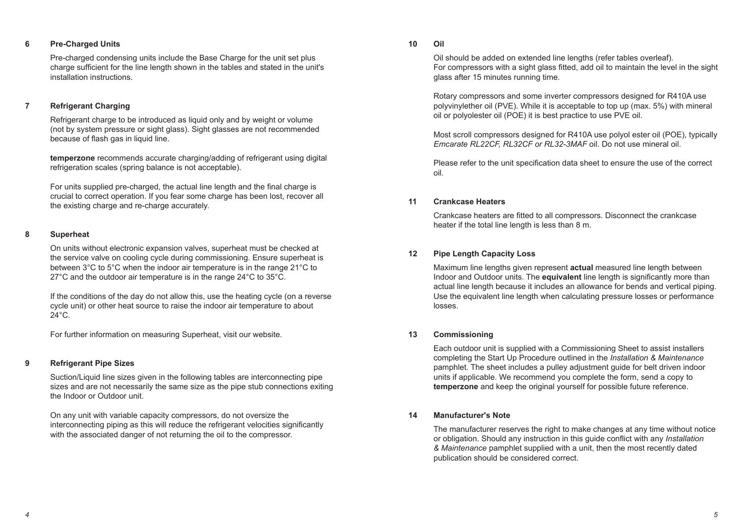## 6 Pre-Charged Units

Pre-charged condensing units include the Base Charge for the unit set plus charge sufficient for the line length shown in the tables and stated in the unit's installation instructions.

## 7 Refrigerant Charging

Refrigerant charge to be introduced as liquid only and by weight or volume (not by system pressure or sight glass). Sight glasses are not recommended because of flash gas in liquid line.

**temperzone** recommends accurate charging/adding of refrigerant using digital refrigeration scales (spring balance is not acceptable).

For units supplied pre-charged, the actual line length and the final charge is crucial to correct operation. If you fear some charge has been lost, recover all the existing charge and re-charge accurately.

## 8 Superheat

On units without electronic expansion valves, superheat must be checked at the service valve on cooling cycle during commissioning. Ensure superheat is between 3°C to 5°C when the indoor air temperature is in the range 21°C to 27°C and the outdoor air temperature is in the range 24°C to 35°C.

If the conditions of the day do not allow this, use the heating cycle (on a reverse cycle unit) or other heat source to raise the indoor air temperature to about 24°C.

For further information on measuring Superheat, visit our website.

## 9 Refrigerant Pipe Sizes

Suction/Liquid line sizes given in the following tables are interconnecting pipe sizes and are not necessarily the same size as the pipe stub connections exiting the Indoor or Outdoor unit.

On any unit with variable capacity compressors, do not oversize the interconnecting piping as this will reduce the refrigerant velocities significantly with the associated danger of not returning the oil to the compressor.

## 10 Oil

Oil should be added on extended line lengths (refer tables overleaf). For compressors with a sight glass fitted, add oil to maintain the level in the sight glass after 15 minutes running time.

Rotary compressors and some inverter compressors designed for R410A use polyvinylether oil (PVE). While it is acceptable to top up (max. 5%) with mineral oil or polyolester oil (POE) it is best practice to use PVE oil.

Most scroll compressors designed for R410A use polyol ester oil (POE), typically *Emcarate RL22CF, RL32CF or RL32-3MAF* oil. Do not use mineral oil.

Please refer to the unit specification data sheet to ensure the use of the correct oil.

## 11 Crankcase Heaters

Crankcase heaters are fitted to all compressors. Disconnect the crankcase heater if the total line length is less than 8 m.

## 12 Pipe Length Capacity Loss

Maximum line lengths given represent **actual** measured line length between Indoor and Outdoor units. The **equivalent** line length is significantly more than actual line length because it includes an allowance for bends and vertical piping. Use the equivalent line length when calculating pressure losses or performance losses.

## 13 Commissioning

Each outdoor unit is supplied with a Commissioning Sheet to assist installers completing the Start Up Procedure outlined in the *Installation & Maintenance* pamphlet. The sheet includes a pulley adjustment guide for belt driven indoor units if applicable. We recommend you complete the form, send a copy to **temperzone** and keep the original yourself for possible future reference.

## 14 Manufacturer's Note

The manufacturer reserves the right to make changes at any time without notice or obligation. Should any instruction in this guide conflict with any *Installation & Maintenance* pamphlet supplied with a unit, then the most recently dated publication should be considered correct.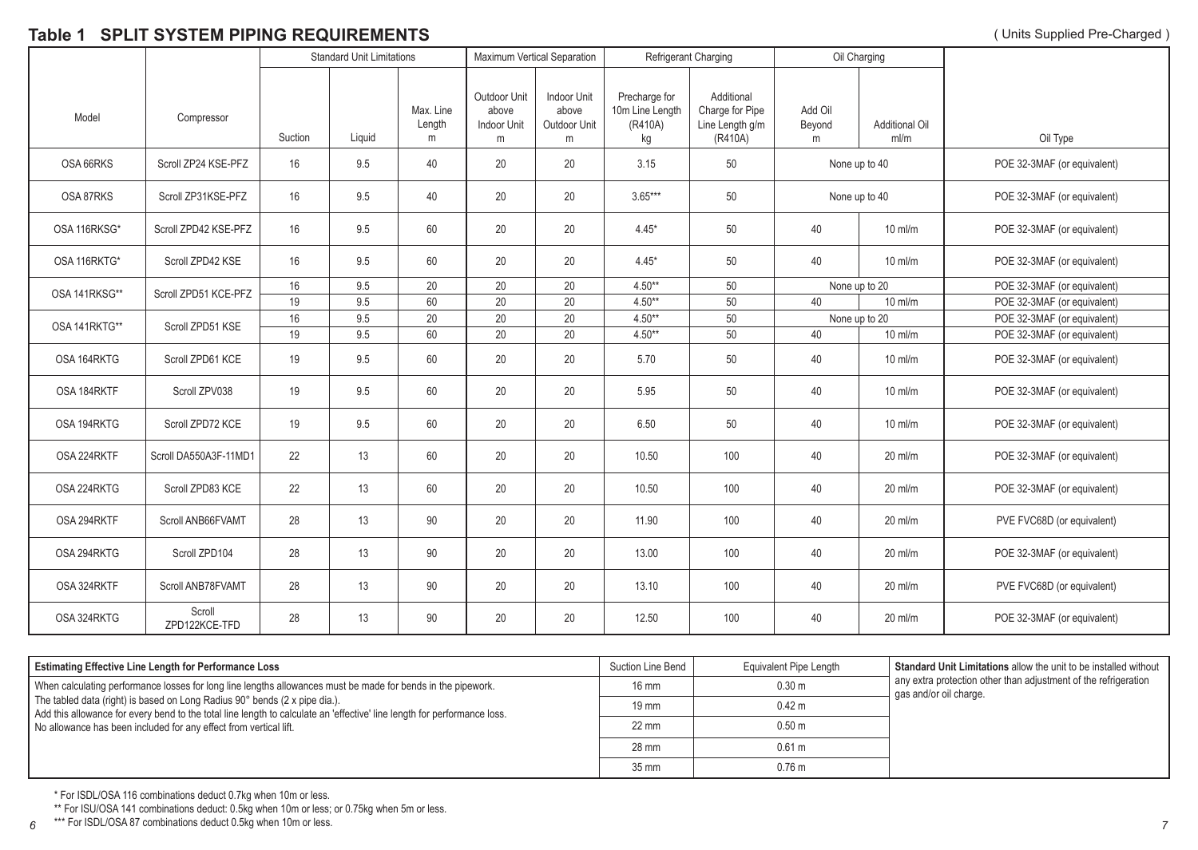## Table 1 SPLIT SYSTEM PIPING REQUIREMENTS

( Units Supplied Pre-Charged )

| Model | Compressor | Standard Unit Limitations | | | Maximum Vertical Separation | | Refrigerant Charging | | Oil Charging | | |
|---|---|---|---|---|---|---|---|---|---|---|---|
| | | Suction | Liquid | Max. Line Length m | Outdoor Unit above Indoor Unit m | Indoor Unit above Outdoor Unit m | Precharge for 10m Line Length (R410A) kg | Additional Charge for Pipe Line Length g/m (R410A) | Add Oil Beyond m | Additional Oil ml/m | Oil Type |
| OSA 66RKS | Scroll ZP24 KSE-PFZ | 16 | 9.5 | 40 | 20 | 20 | 3.15 | 50 | None up to 40 | | POE 32-3MAF (or equivalent) |
| OSA 87RKS | Scroll ZP31KSE-PFZ | 16 | 9.5 | 40 | 20 | 20 | 3.65*** | 50 | None up to 40 | | POE 32-3MAF (or equivalent) |
| OSA 116RKSG* | Scroll ZPD42 KSE-PFZ | 16 | 9.5 | 60 | 20 | 20 | 4.45* | 50 | 40 | 10 ml/m | POE 32-3MAF (or equivalent) |
| OSA 116RKTG* | Scroll ZPD42 KSE | 16 | 9.5 | 60 | 20 | 20 | 4.45* | 50 | 40 | 10 ml/m | POE 32-3MAF (or equivalent) |
| OSA 141RKSG** | Scroll ZPD51 KCE-PFZ | 16 | 9.5 | 20 | 20 | 20 | 4.50** | 50 | None up to 20 | | POE 32-3MAF (or equivalent) |
| | | 19 | 9.5 | 60 | 20 | 20 | 4.50** | 50 | 40 | 10 ml/m | POE 32-3MAF (or equivalent) |
| OSA 141RKTG** | Scroll ZPD51 KSE | 16 | 9.5 | 20 | 20 | 20 | 4.50** | 50 | None up to 20 | | POE 32-3MAF (or equivalent) |
| | | 19 | 9.5 | 60 | 20 | 20 | 4.50** | 50 | 40 | 10 ml/m | POE 32-3MAF (or equivalent) |
| OSA 164RKTG | Scroll ZPD61 KCE | 19 | 9.5 | 60 | 20 | 20 | 5.70 | 50 | 40 | 10 ml/m | POE 32-3MAF (or equivalent) |
| OSA 184RKTF | Scroll ZPV038 | 19 | 9.5 | 60 | 20 | 20 | 5.95 | 50 | 40 | 10 ml/m | POE 32-3MAF (or equivalent) |
| OSA 194RKTG | Scroll ZPD72 KCE | 19 | 9.5 | 60 | 20 | 20 | 6.50 | 50 | 40 | 10 ml/m | POE 32-3MAF (or equivalent) |
| OSA 224RKTF | Scroll DA550A3F-11MD1 | 22 | 13 | 60 | 20 | 20 | 10.50 | 100 | 40 | 20 ml/m | POE 32-3MAF (or equivalent) |
| OSA 224RKTG | Scroll ZPD83 KCE | 22 | 13 | 60 | 20 | 20 | 10.50 | 100 | 40 | 20 ml/m | POE 32-3MAF (or equivalent) |
| OSA 294RKTF | Scroll ANB66FVAMT | 28 | 13 | 90 | 20 | 20 | 11.90 | 100 | 40 | 20 ml/m | PVE FVC68D (or equivalent) |
| OSA 294RKTG | Scroll ZPD104 | 28 | 13 | 90 | 20 | 20 | 13.00 | 100 | 40 | 20 ml/m | POE 32-3MAF (or equivalent) |
| OSA 324RKTF | Scroll ANB78FVAMT | 28 | 13 | 90 | 20 | 20 | 13.10 | 100 | 40 | 20 ml/m | PVE FVC68D (or equivalent) |
| OSA 324RKTG | Scroll ZPD122KCE-TFD | 28 | 13 | 90 | 20 | 20 | 12.50 | 100 | 40 | 20 ml/m | POE 32-3MAF (or equivalent) |

**Estimating Effective Line Length for Performance Loss**

When calculating performance losses for long line lengths allowances must be made for bends in the pipework.
The tabled data (right) is based on Long Radius 90° bends (2 x pipe dia.).
Add this allowance for every bend to the total line length to calculate an 'effective' line length for performance loss.
No allowance has been included for any effect from vertical lift.

| Suction Line Bend | Equivalent Pipe Length |
|---|---|
| 16 mm | 0.30 m |
| 19 mm | 0.42 m |
| 22 mm | 0.50 m |
| 28 mm | 0.61 m |
| 35 mm | 0.76 m |

**Standard Unit Limitations** allow the unit to be installed without any extra protection other than adjustment of the refrigeration gas and/or oil charge.

\* For ISDL/OSA 116 combinations deduct 0.7kg when 10m or less.

\** For ISU/OSA 141 combinations deduct: 0.5kg when 10m or less; or 0.75kg when 5m or less.

\*** For ISDL/OSA 87 combinations deduct 0.5kg when 10m or less.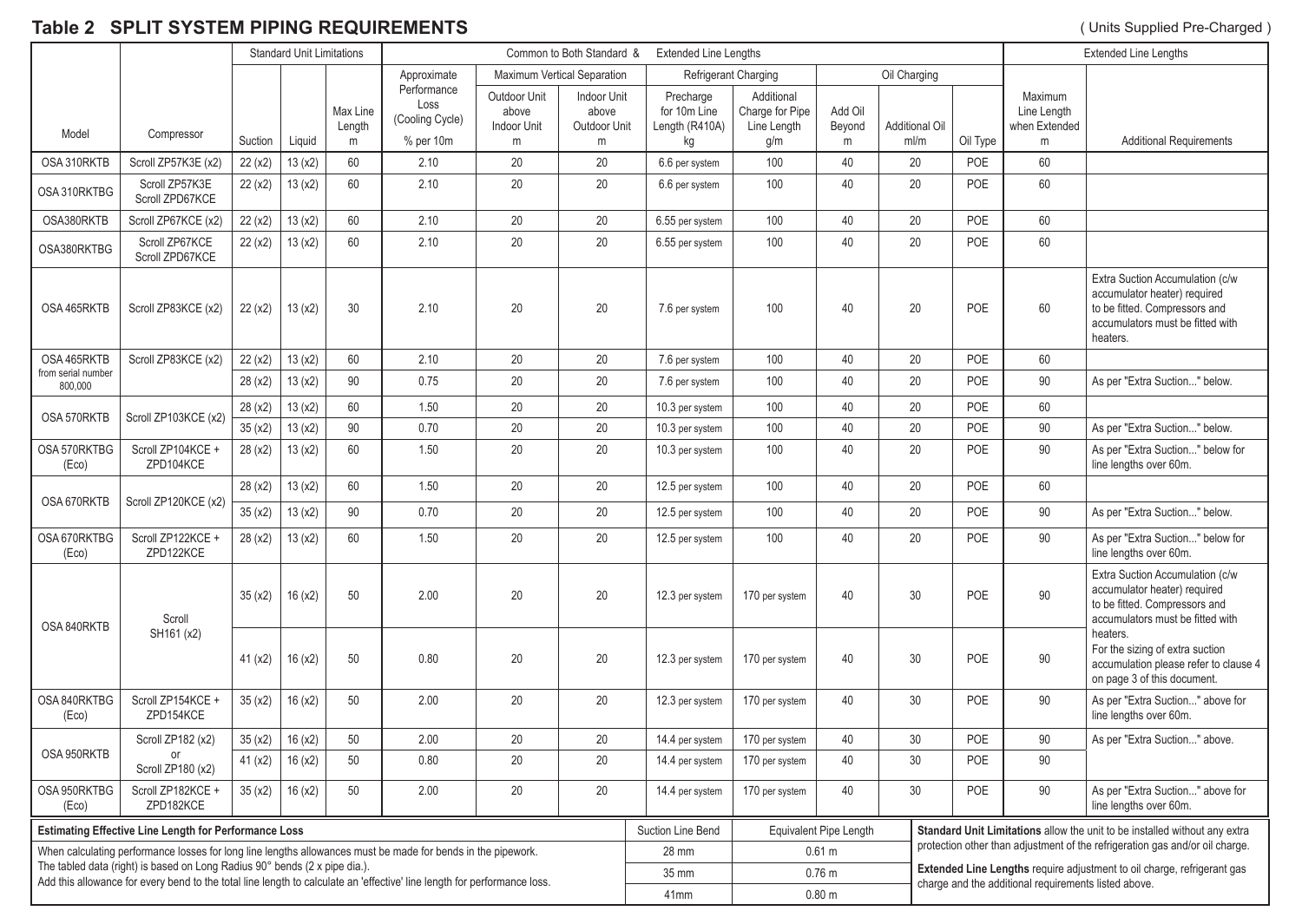## Table 2 SPLIT SYSTEM PIPING REQUIREMENTS

( Units Supplied Pre-Charged )

| | | Standard Unit Limitations | | | Common to Both Standard & Extended Line Lengths | | | | | | | | Extended Line Lengths | |
|---|---|---|---|---|---|---|---|---|---|---|---|---|---|---|
| | | | | | Approximate Performance Loss (Cooling Cycle) | Maximum Vertical Separation | | Refrigerant Charging | | Oil Charging | | | | |
| Model | Compressor | Suction | Liquid | Max Line Length m | % per 10m | Outdoor Unit above Indoor Unit m | Indoor Unit above Outdoor Unit m | Precharge for 10m Line Length (R410A) kg | Additional Charge for Pipe Line Length g/m | Add Oil Beyond m | Additional Oil ml/m | Oil Type | Maximum Line Length when Extended m | Additional Requirements |
| OSA 310RKTB | Scroll ZP57K3E (x2) | 22 (x2) | 13 (x2) | 60 | 2.10 | 20 | 20 | 6.6 per system | 100 | 40 | 20 | POE | 60 | |
| OSA 310RKTBG | Scroll ZP57K3E Scroll ZPD67KCE | 22 (x2) | 13 (x2) | 60 | 2.10 | 20 | 20 | 6.6 per system | 100 | 40 | 20 | POE | 60 | |
| OSA380RKTB | Scroll ZP67KCE (x2) | 22 (x2) | 13 (x2) | 60 | 2.10 | 20 | 20 | 6.55 per system | 100 | 40 | 20 | POE | 60 | |
| OSA380RKTBG | Scroll ZP67KCE Scroll ZPD67KCE | 22 (x2) | 13 (x2) | 60 | 2.10 | 20 | 20 | 6.55 per system | 100 | 40 | 20 | POE | 60 | |
| OSA 465RKTB | Scroll ZP83KCE (x2) | 22 (x2) | 13 (x2) | 30 | 2.10 | 20 | 20 | 7.6 per system | 100 | 40 | 20 | POE | 60 | Extra Suction Accumulation (c/w accumulator heater) required to be fitted. Compressors and accumulators must be fitted with heaters. |
| OSA 465RKTB from serial number 800,000 | Scroll ZP83KCE (x2) | 22 (x2) | 13 (x2) | 60 | 2.10 | 20 | 20 | 7.6 per system | 100 | 40 | 20 | POE | 60 | |
| | | 28 (x2) | 13 (x2) | 90 | 0.75 | 20 | 20 | 7.6 per system | 100 | 40 | 20 | POE | 90 | As per "Extra Suction..." below. |
| OSA 570RKTB | Scroll ZP103KCE (x2) | 28 (x2) | 13 (x2) | 60 | 1.50 | 20 | 20 | 10.3 per system | 100 | 40 | 20 | POE | 60 | |
| | | 35 (x2) | 13 (x2) | 90 | 0.70 | 20 | 20 | 10.3 per system | 100 | 40 | 20 | POE | 90 | As per "Extra Suction..." below. |
| OSA 570RKTBG (Eco) | Scroll ZP104KCE + ZPD104KCE | 28 (x2) | 13 (x2) | 60 | 1.50 | 20 | 20 | 10.3 per system | 100 | 40 | 20 | POE | 90 | As per "Extra Suction..." below for line lengths over 60m. |
| OSA 670RKTB | Scroll ZP120KCE (x2) | 28 (x2) | 13 (x2) | 60 | 1.50 | 20 | 20 | 12.5 per system | 100 | 40 | 20 | POE | 60 | |
| | | 35 (x2) | 13 (x2) | 90 | 0.70 | 20 | 20 | 12.5 per system | 100 | 40 | 20 | POE | 90 | As per "Extra Suction..." below. |
| OSA 670RKTBG (Eco) | Scroll ZP122KCE + ZPD122KCE | 28 (x2) | 13 (x2) | 60 | 1.50 | 20 | 20 | 12.5 per system | 100 | 40 | 20 | POE | 90 | As per "Extra Suction..." below for line lengths over 60m. |
| OSA 840RKTB | Scroll SH161 (x2) | 35 (x2) | 16 (x2) | 50 | 2.00 | 20 | 20 | 12.3 per system | 170 per system | 40 | 30 | POE | 90 | Extra Suction Accumulation (c/w accumulator heater) required to be fitted. Compressors and accumulators must be fitted with heaters. |
| | | 41 (x2) | 16 (x2) | 50 | 0.80 | 20 | 20 | 12.3 per system | 170 per system | 40 | 30 | POE | 90 | For the sizing of extra suction accumulation please refer to clause 4 on page 3 of this document. |
| OSA 840RKTBG (Eco) | Scroll ZP154KCE + ZPD154KCE | 35 (x2) | 16 (x2) | 50 | 2.00 | 20 | 20 | 12.3 per system | 170 per system | 40 | 30 | POE | 90 | As per "Extra Suction..." above for line lengths over 60m. |
| OSA 950RKTB | Scroll ZP182 (x2) or Scroll ZP180 (x2) | 35 (x2) | 16 (x2) | 50 | 2.00 | 20 | 20 | 14.4 per system | 170 per system | 40 | 30 | POE | 90 | As per "Extra Suction..." above. |
| | | 41 (x2) | 16 (x2) | 50 | 0.80 | 20 | 20 | 14.4 per system | 170 per system | 40 | 30 | POE | 90 | |
| OSA 950RKTBG (Eco) | Scroll ZP182KCE + ZPD182KCE | 35 (x2) | 16 (x2) | 50 | 2.00 | 20 | 20 | 14.4 per system | 170 per system | 40 | 30 | POE | 90 | As per "Extra Suction..." above for line lengths over 60m. |

**Estimating Effective Line Length for Performance Loss**

When calculating performance losses for long line lengths allowances must be made for bends in the pipework.
The tabled data (right) is based on Long Radius 90° bends (2 x pipe dia.).
Add this allowance for every bend to the total line length to calculate an 'effective' line length for performance loss.

| Suction Line Bend | Equivalent Pipe Length |
|---|---|
| 28 mm | 0.61 m |
| 35 mm | 0.76 m |
| 41mm | 0.80 m |

**Standard Unit Limitations** allow the unit to be installed without any extra protection other than adjustment of the refrigeration gas and/or oil charge.

**Extended Line Lengths** require adjustment to oil charge, refrigerant gas charge and the additional requirements listed above.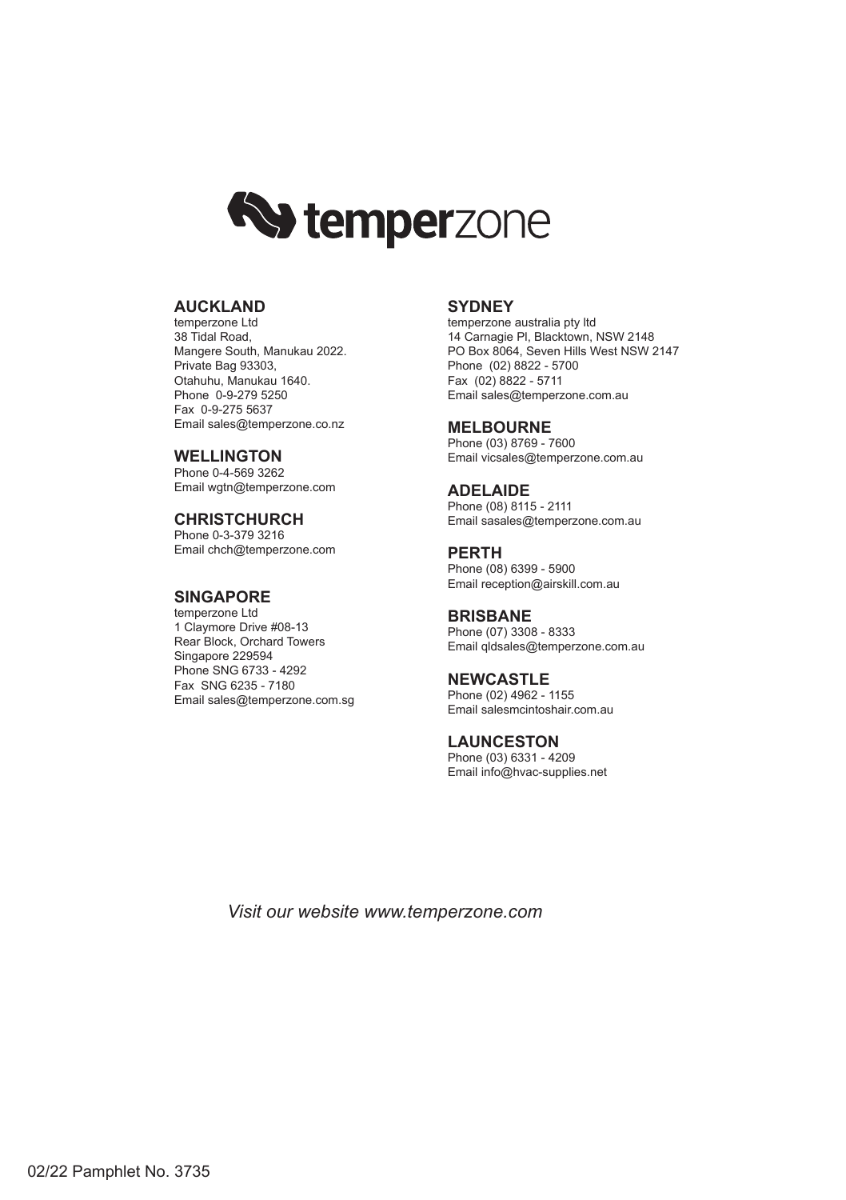# temperzone

## AUCKLAND

temperzone Ltd
38 Tidal Road,
Mangere South, Manukau 2022.
Private Bag 93303,
Otahuhu, Manukau 1640.
Phone 0-9-279 5250
Fax 0-9-275 5637
Email sales@temperzone.co.nz

## WELLINGTON

Phone 0-4-569 3262
Email wgtn@temperzone.com

## CHRISTCHURCH

Phone 0-3-379 3216
Email chch@temperzone.com

## SINGAPORE

temperzone Ltd
1 Claymore Drive #08-13
Rear Block, Orchard Towers
Singapore 229594
Phone SNG 6733 - 4292
Fax SNG 6235 - 7180
Email sales@temperzone.com.sg

## SYDNEY

temperzone australia pty ltd
14 Carnagie Pl, Blacktown, NSW 2148
PO Box 8064, Seven Hills West NSW 2147
Phone (02) 8822 - 5700
Fax (02) 8822 - 5711
Email sales@temperzone.com.au

## MELBOURNE

Phone (03) 8769 - 7600
Email vicsales@temperzone.com.au

## ADELAIDE

Phone (08) 8115 - 2111
Email sasales@temperzone.com.au

## PERTH

Phone (08) 6399 - 5900
Email reception@airskill.com.au

## BRISBANE

Phone (07) 3308 - 8333
Email qldsales@temperzone.com.au

## NEWCASTLE

Phone (02) 4962 - 1155
Email salesmcintoshair.com.au

## LAUNCESTON

Phone (03) 6331 - 4209
Email info@hvac-supplies.net

*Visit our website www.temperzone.com*

02/22 Pamphlet No. 3735